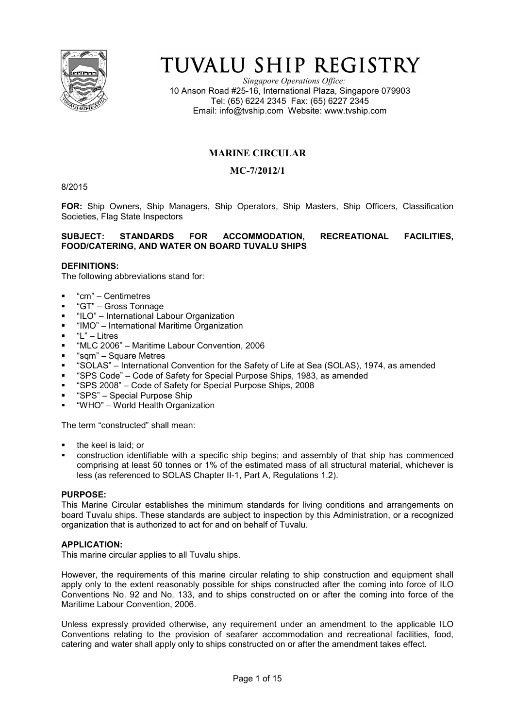# TUVALU SHIP REGISTRY

*Singapore Operations Office:*
10 Anson Road #25-16, International Plaza, Singapore 079903
Tel: (65) 6224 2345 Fax: (65) 6227 2345
Email: info@tvship.com Website: www.tvship.com

## MARINE CIRCULAR

## MC-7/2012/1

8/2015

**FOR:** Ship Owners, Ship Managers, Ship Operators, Ship Masters, Ship Officers, Classification Societies, Flag State Inspectors

**SUBJECT: STANDARDS FOR ACCOMMODATION, RECREATIONAL FACILITIES, FOOD/CATERING, AND WATER ON BOARD TUVALU SHIPS**

**DEFINITIONS:**
The following abbreviations stand for:

- "cm" – Centimetres
- "GT" – Gross Tonnage
- "ILO" – International Labour Organization
- "IMO" – International Maritime Organization
- "L" – Litres
- "MLC 2006" – Maritime Labour Convention, 2006
- "sqm" – Square Metres
- "SOLAS" – International Convention for the Safety of Life at Sea (SOLAS), 1974, as amended
- "SPS Code" – Code of Safety for Special Purpose Ships, 1983, as amended
- "SPS 2008" – Code of Safety for Special Purpose Ships, 2008
- "SPS" – Special Purpose Ship
- "WHO" – World Health Organization

The term "constructed" shall mean:

- the keel is laid; or
- construction identifiable with a specific ship begins; and assembly of that ship has commenced comprising at least 50 tonnes or 1% of the estimated mass of all structural material, whichever is less (as referenced to SOLAS Chapter II-1, Part A, Regulations 1.2).

**PURPOSE:**
This Marine Circular establishes the minimum standards for living conditions and arrangements on board Tuvalu ships. These standards are subject to inspection by this Administration, or a recognized organization that is authorized to act for and on behalf of Tuvalu.

**APPLICATION:**
This marine circular applies to all Tuvalu ships.

However, the requirements of this marine circular relating to ship construction and equipment shall apply only to the extent reasonably possible for ships constructed after the coming into force of ILO Conventions No. 92 and No. 133, and to ships constructed on or after the coming into force of the Maritime Labour Convention, 2006.

Unless expressly provided otherwise, any requirement under an amendment to the applicable ILO Conventions relating to the provision of seafarer accommodation and recreational facilities, food, catering and water shall apply only to ships constructed on or after the amendment takes effect.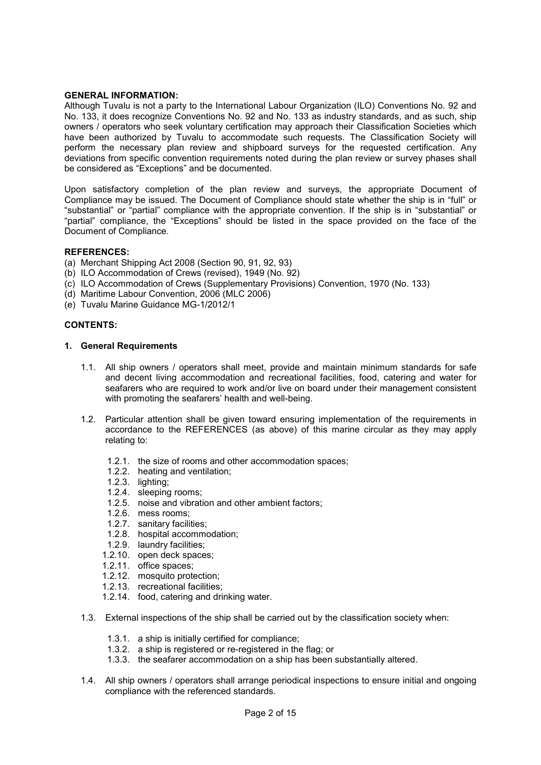**GENERAL INFORMATION:**

Although Tuvalu is not a party to the International Labour Organization (ILO) Conventions No. 92 and No. 133, it does recognize Conventions No. 92 and No. 133 as industry standards, and as such, ship owners / operators who seek voluntary certification may approach their Classification Societies which have been authorized by Tuvalu to accommodate such requests. The Classification Society will perform the necessary plan review and shipboard surveys for the requested certification. Any deviations from specific convention requirements noted during the plan review or survey phases shall be considered as "Exceptions" and be documented.

Upon satisfactory completion of the plan review and surveys, the appropriate Document of Compliance may be issued. The Document of Compliance should state whether the ship is in "full" or "substantial" or "partial" compliance with the appropriate convention. If the ship is in "substantial" or "partial" compliance, the "Exceptions" should be listed in the space provided on the face of the Document of Compliance.

**REFERENCES:**

(a) Merchant Shipping Act 2008 (Section 90, 91, 92, 93)
(b) ILO Accommodation of Crews (revised), 1949 (No. 92)
(c) ILO Accommodation of Crews (Supplementary Provisions) Convention, 1970 (No. 133)
(d) Maritime Labour Convention, 2006 (MLC 2006)
(e) Tuvalu Marine Guidance MG-1/2012/1

**CONTENTS:**

**1. General Requirements**

1.1. All ship owners / operators shall meet, provide and maintain minimum standards for safe and decent living accommodation and recreational facilities, food, catering and water for seafarers who are required to work and/or live on board under their management consistent with promoting the seafarers' health and well-being.

1.2. Particular attention shall be given toward ensuring implementation of the requirements in accordance to the REFERENCES (as above) of this marine circular as they may apply relating to:

- 1.2.1. the size of rooms and other accommodation spaces;
- 1.2.2. heating and ventilation;
- 1.2.3. lighting;
- 1.2.4. sleeping rooms;
- 1.2.5. noise and vibration and other ambient factors;
- 1.2.6. mess rooms;
- 1.2.7. sanitary facilities;
- 1.2.8. hospital accommodation;
- 1.2.9. laundry facilities;
- 1.2.10. open deck spaces;
- 1.2.11. office spaces;
- 1.2.12. mosquito protection;
- 1.2.13. recreational facilities;
- 1.2.14. food, catering and drinking water.

1.3. External inspections of the ship shall be carried out by the classification society when:

- 1.3.1. a ship is initially certified for compliance;
- 1.3.2. a ship is registered or re-registered in the flag; or
- 1.3.3. the seafarer accommodation on a ship has been substantially altered.

1.4. All ship owners / operators shall arrange periodical inspections to ensure initial and ongoing compliance with the referenced standards.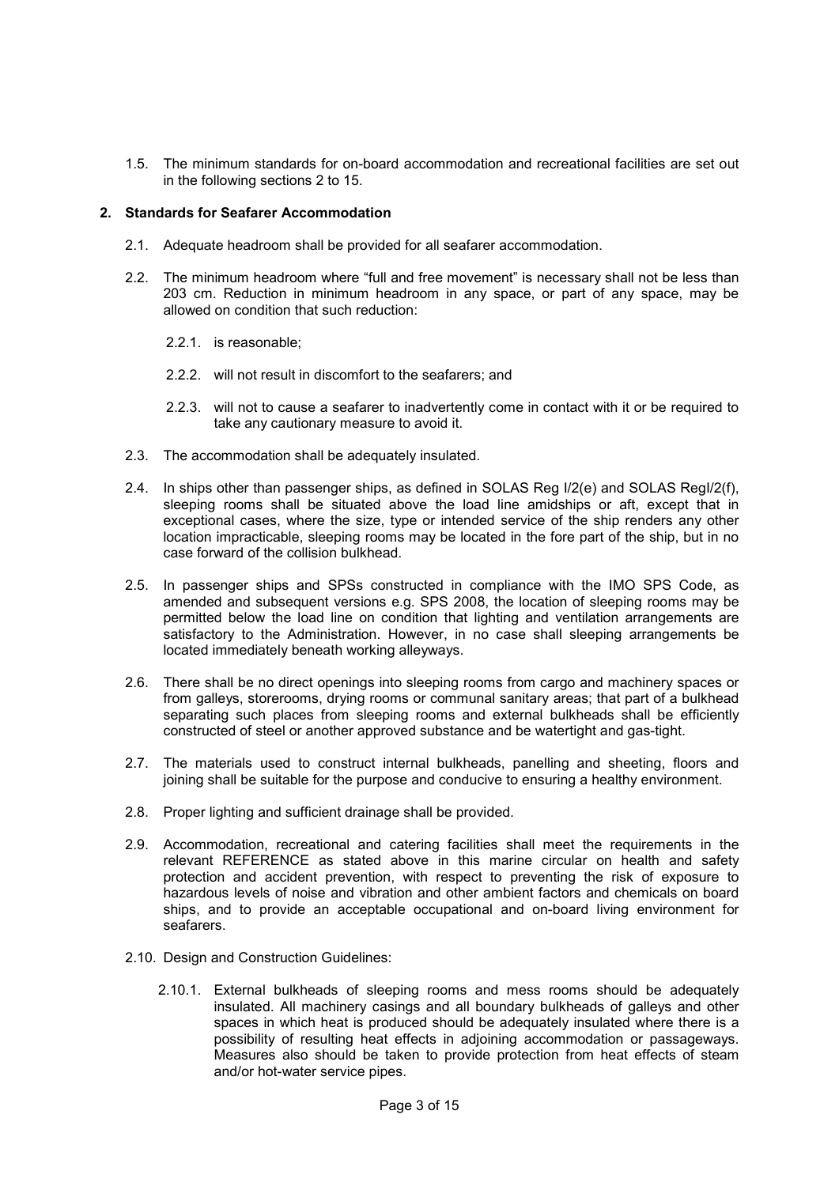1.5. The minimum standards for on-board accommodation and recreational facilities are set out in the following sections 2 to 15.

## 2. Standards for Seafarer Accommodation

2.1. Adequate headroom shall be provided for all seafarer accommodation.

2.2. The minimum headroom where "full and free movement" is necessary shall not be less than 203 cm. Reduction in minimum headroom in any space, or part of any space, may be allowed on condition that such reduction:

2.2.1. is reasonable;

2.2.2. will not result in discomfort to the seafarers; and

2.2.3. will not to cause a seafarer to inadvertently come in contact with it or be required to take any cautionary measure to avoid it.

2.3. The accommodation shall be adequately insulated.

2.4. In ships other than passenger ships, as defined in SOLAS Reg I/2(e) and SOLAS RegI/2(f), sleeping rooms shall be situated above the load line amidships or aft, except that in exceptional cases, where the size, type or intended service of the ship renders any other location impracticable, sleeping rooms may be located in the fore part of the ship, but in no case forward of the collision bulkhead.

2.5. In passenger ships and SPSs constructed in compliance with the IMO SPS Code, as amended and subsequent versions e.g. SPS 2008, the location of sleeping rooms may be permitted below the load line on condition that lighting and ventilation arrangements are satisfactory to the Administration. However, in no case shall sleeping arrangements be located immediately beneath working alleyways.

2.6. There shall be no direct openings into sleeping rooms from cargo and machinery spaces or from galleys, storerooms, drying rooms or communal sanitary areas; that part of a bulkhead separating such places from sleeping rooms and external bulkheads shall be efficiently constructed of steel or another approved substance and be watertight and gas-tight.

2.7. The materials used to construct internal bulkheads, panelling and sheeting, floors and joining shall be suitable for the purpose and conducive to ensuring a healthy environment.

2.8. Proper lighting and sufficient drainage shall be provided.

2.9. Accommodation, recreational and catering facilities shall meet the requirements in the relevant REFERENCE as stated above in this marine circular on health and safety protection and accident prevention, with respect to preventing the risk of exposure to hazardous levels of noise and vibration and other ambient factors and chemicals on board ships, and to provide an acceptable occupational and on-board living environment for seafarers.

2.10. Design and Construction Guidelines:

2.10.1. External bulkheads of sleeping rooms and mess rooms should be adequately insulated. All machinery casings and all boundary bulkheads of galleys and other spaces in which heat is produced should be adequately insulated where there is a possibility of resulting heat effects in adjoining accommodation or passageways. Measures also should be taken to provide protection from heat effects of steam and/or hot-water service pipes.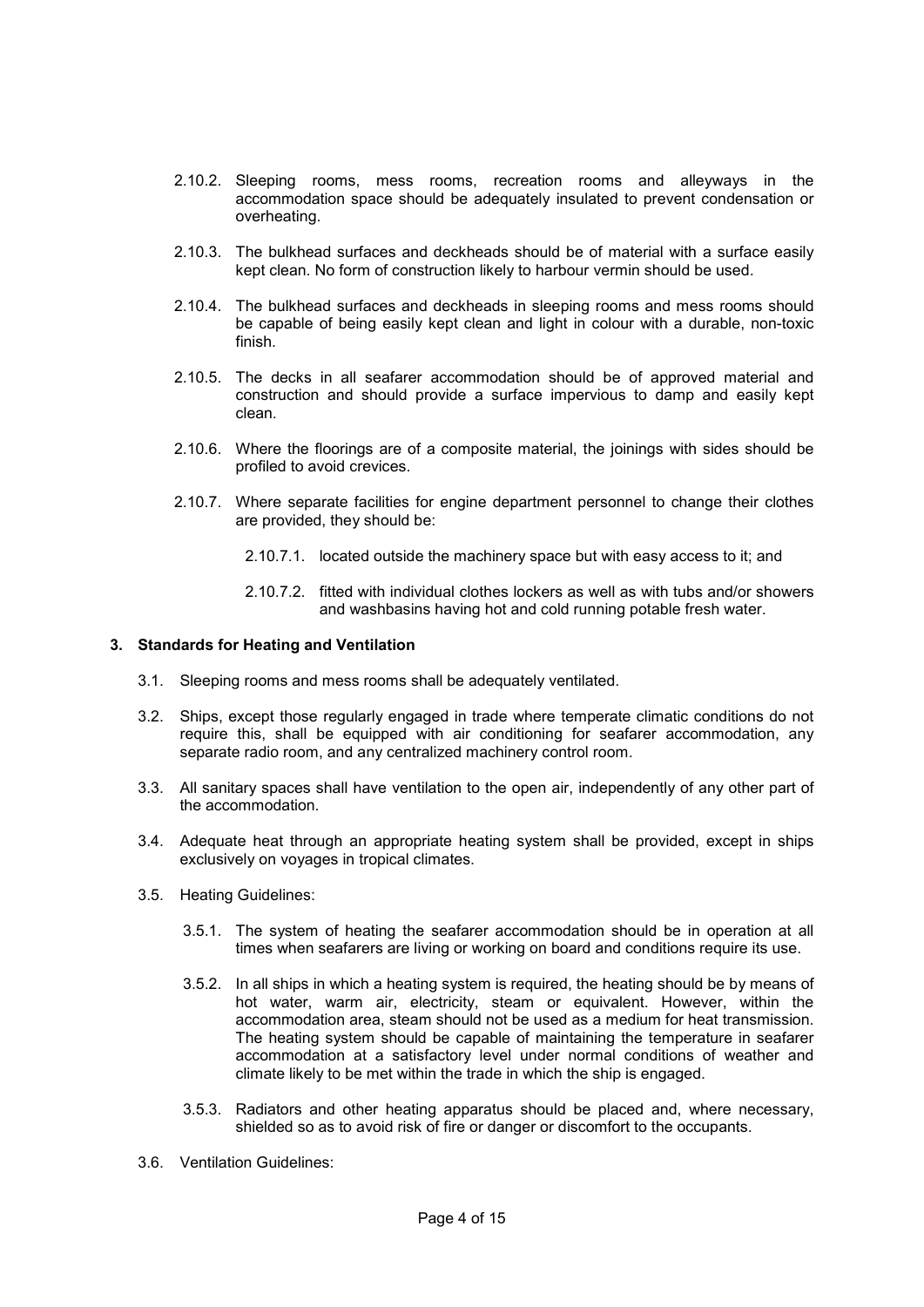2.10.2. Sleeping rooms, mess rooms, recreation rooms and alleyways in the accommodation space should be adequately insulated to prevent condensation or overheating.

2.10.3. The bulkhead surfaces and deckheads should be of material with a surface easily kept clean. No form of construction likely to harbour vermin should be used.

2.10.4. The bulkhead surfaces and deckheads in sleeping rooms and mess rooms should be capable of being easily kept clean and light in colour with a durable, non-toxic finish.

2.10.5. The decks in all seafarer accommodation should be of approved material and construction and should provide a surface impervious to damp and easily kept clean.

2.10.6. Where the floorings are of a composite material, the joinings with sides should be profiled to avoid crevices.

2.10.7. Where separate facilities for engine department personnel to change their clothes are provided, they should be:

2.10.7.1. located outside the machinery space but with easy access to it; and

2.10.7.2. fitted with individual clothes lockers as well as with tubs and/or showers and washbasins having hot and cold running potable fresh water.

## 3. Standards for Heating and Ventilation

3.1. Sleeping rooms and mess rooms shall be adequately ventilated.

3.2. Ships, except those regularly engaged in trade where temperate climatic conditions do not require this, shall be equipped with air conditioning for seafarer accommodation, any separate radio room, and any centralized machinery control room.

3.3. All sanitary spaces shall have ventilation to the open air, independently of any other part of the accommodation.

3.4. Adequate heat through an appropriate heating system shall be provided, except in ships exclusively on voyages in tropical climates.

3.5. Heating Guidelines:

3.5.1. The system of heating the seafarer accommodation should be in operation at all times when seafarers are living or working on board and conditions require its use.

3.5.2. In all ships in which a heating system is required, the heating should be by means of hot water, warm air, electricity, steam or equivalent. However, within the accommodation area, steam should not be used as a medium for heat transmission. The heating system should be capable of maintaining the temperature in seafarer accommodation at a satisfactory level under normal conditions of weather and climate likely to be met within the trade in which the ship is engaged.

3.5.3. Radiators and other heating apparatus should be placed and, where necessary, shielded so as to avoid risk of fire or danger or discomfort to the occupants.

3.6. Ventilation Guidelines: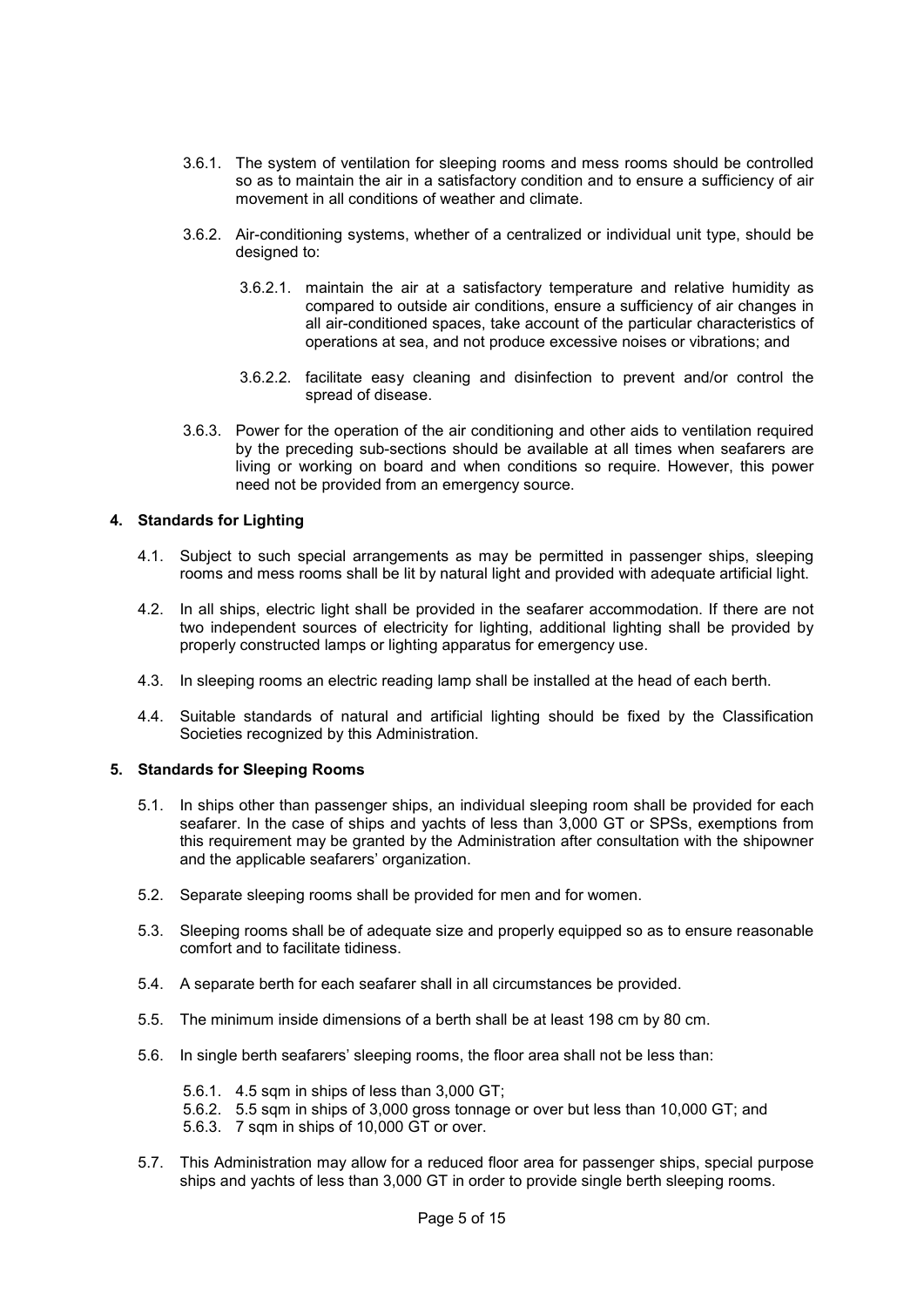3.6.1. The system of ventilation for sleeping rooms and mess rooms should be controlled so as to maintain the air in a satisfactory condition and to ensure a sufficiency of air movement in all conditions of weather and climate.

3.6.2. Air-conditioning systems, whether of a centralized or individual unit type, should be designed to:

3.6.2.1. maintain the air at a satisfactory temperature and relative humidity as compared to outside air conditions, ensure a sufficiency of air changes in all air-conditioned spaces, take account of the particular characteristics of operations at sea, and not produce excessive noises or vibrations; and

3.6.2.2. facilitate easy cleaning and disinfection to prevent and/or control the spread of disease.

3.6.3. Power for the operation of the air conditioning and other aids to ventilation required by the preceding sub-sections should be available at all times when seafarers are living or working on board and when conditions so require. However, this power need not be provided from an emergency source.

## 4. Standards for Lighting

4.1. Subject to such special arrangements as may be permitted in passenger ships, sleeping rooms and mess rooms shall be lit by natural light and provided with adequate artificial light.

4.2. In all ships, electric light shall be provided in the seafarer accommodation. If there are not two independent sources of electricity for lighting, additional lighting shall be provided by properly constructed lamps or lighting apparatus for emergency use.

4.3. In sleeping rooms an electric reading lamp shall be installed at the head of each berth.

4.4. Suitable standards of natural and artificial lighting should be fixed by the Classification Societies recognized by this Administration.

## 5. Standards for Sleeping Rooms

5.1. In ships other than passenger ships, an individual sleeping room shall be provided for each seafarer. In the case of ships and yachts of less than 3,000 GT or SPSs, exemptions from this requirement may be granted by the Administration after consultation with the shipowner and the applicable seafarers' organization.

5.2. Separate sleeping rooms shall be provided for men and for women.

5.3. Sleeping rooms shall be of adequate size and properly equipped so as to ensure reasonable comfort and to facilitate tidiness.

5.4. A separate berth for each seafarer shall in all circumstances be provided.

5.5. The minimum inside dimensions of a berth shall be at least 198 cm by 80 cm.

5.6. In single berth seafarers' sleeping rooms, the floor area shall not be less than:

5.6.1. 4.5 sqm in ships of less than 3,000 GT;
5.6.2. 5.5 sqm in ships of 3,000 gross tonnage or over but less than 10,000 GT; and
5.6.3. 7 sqm in ships of 10,000 GT or over.

5.7. This Administration may allow for a reduced floor area for passenger ships, special purpose ships and yachts of less than 3,000 GT in order to provide single berth sleeping rooms.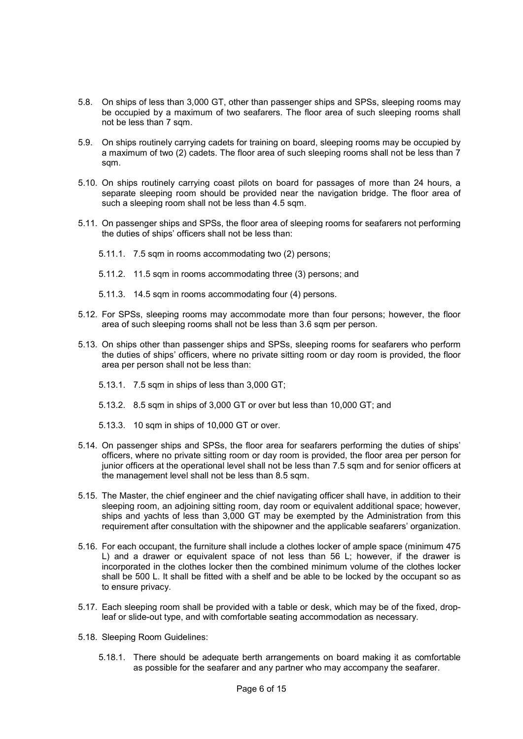5.8. On ships of less than 3,000 GT, other than passenger ships and SPSs, sleeping rooms may be occupied by a maximum of two seafarers. The floor area of such sleeping rooms shall not be less than 7 sqm.

5.9. On ships routinely carrying cadets for training on board, sleeping rooms may be occupied by a maximum of two (2) cadets. The floor area of such sleeping rooms shall not be less than 7 sqm.

5.10. On ships routinely carrying coast pilots on board for passages of more than 24 hours, a separate sleeping room should be provided near the navigation bridge. The floor area of such a sleeping room shall not be less than 4.5 sqm.

5.11. On passenger ships and SPSs, the floor area of sleeping rooms for seafarers not performing the duties of ships' officers shall not be less than:

- 5.11.1. 7.5 sqm in rooms accommodating two (2) persons;
- 5.11.2. 11.5 sqm in rooms accommodating three (3) persons; and
- 5.11.3. 14.5 sqm in rooms accommodating four (4) persons.

5.12. For SPSs, sleeping rooms may accommodate more than four persons; however, the floor area of such sleeping rooms shall not be less than 3.6 sqm per person.

5.13. On ships other than passenger ships and SPSs, sleeping rooms for seafarers who perform the duties of ships' officers, where no private sitting room or day room is provided, the floor area per person shall not be less than:

- 5.13.1. 7.5 sqm in ships of less than 3,000 GT;
- 5.13.2. 8.5 sqm in ships of 3,000 GT or over but less than 10,000 GT; and
- 5.13.3. 10 sqm in ships of 10,000 GT or over.

5.14. On passenger ships and SPSs, the floor area for seafarers performing the duties of ships' officers, where no private sitting room or day room is provided, the floor area per person for junior officers at the operational level shall not be less than 7.5 sqm and for senior officers at the management level shall not be less than 8.5 sqm.

5.15. The Master, the chief engineer and the chief navigating officer shall have, in addition to their sleeping room, an adjoining sitting room, day room or equivalent additional space; however, ships and yachts of less than 3,000 GT may be exempted by the Administration from this requirement after consultation with the shipowner and the applicable seafarers' organization.

5.16. For each occupant, the furniture shall include a clothes locker of ample space (minimum 475 L) and a drawer or equivalent space of not less than 56 L; however, if the drawer is incorporated in the clothes locker then the combined minimum volume of the clothes locker shall be 500 L. It shall be fitted with a shelf and be able to be locked by the occupant so as to ensure privacy.

5.17. Each sleeping room shall be provided with a table or desk, which may be of the fixed, drop-leaf or slide-out type, and with comfortable seating accommodation as necessary.

5.18. Sleeping Room Guidelines:

- 5.18.1. There should be adequate berth arrangements on board making it as comfortable as possible for the seafarer and any partner who may accompany the seafarer.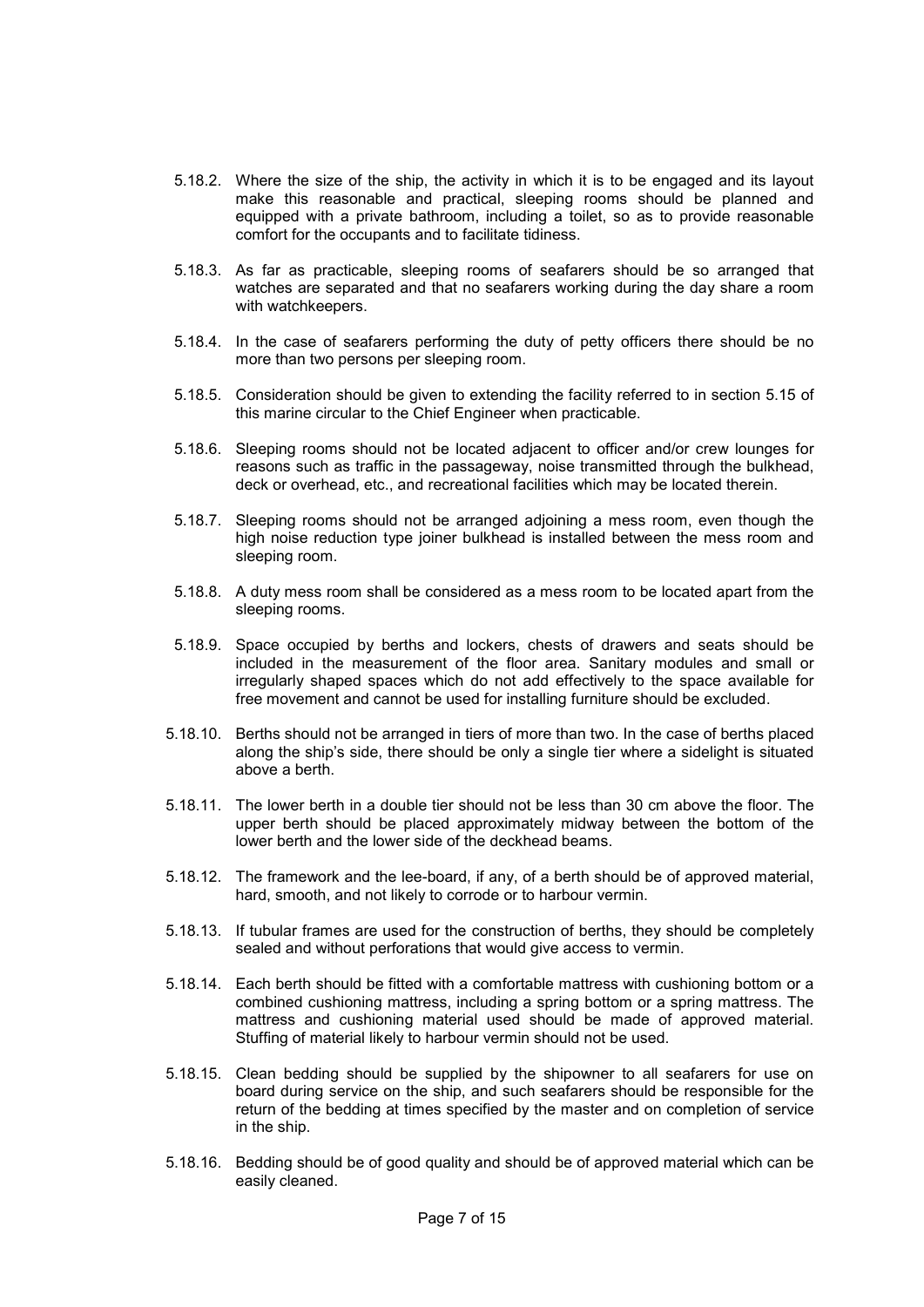5.18.2. Where the size of the ship, the activity in which it is to be engaged and its layout make this reasonable and practical, sleeping rooms should be planned and equipped with a private bathroom, including a toilet, so as to provide reasonable comfort for the occupants and to facilitate tidiness.

5.18.3. As far as practicable, sleeping rooms of seafarers should be so arranged that watches are separated and that no seafarers working during the day share a room with watchkeepers.

5.18.4. In the case of seafarers performing the duty of petty officers there should be no more than two persons per sleeping room.

5.18.5. Consideration should be given to extending the facility referred to in section 5.15 of this marine circular to the Chief Engineer when practicable.

5.18.6. Sleeping rooms should not be located adjacent to officer and/or crew lounges for reasons such as traffic in the passageway, noise transmitted through the bulkhead, deck or overhead, etc., and recreational facilities which may be located therein.

5.18.7. Sleeping rooms should not be arranged adjoining a mess room, even though the high noise reduction type joiner bulkhead is installed between the mess room and sleeping room.

5.18.8. A duty mess room shall be considered as a mess room to be located apart from the sleeping rooms.

5.18.9. Space occupied by berths and lockers, chests of drawers and seats should be included in the measurement of the floor area. Sanitary modules and small or irregularly shaped spaces which do not add effectively to the space available for free movement and cannot be used for installing furniture should be excluded.

5.18.10. Berths should not be arranged in tiers of more than two. In the case of berths placed along the ship's side, there should be only a single tier where a sidelight is situated above a berth.

5.18.11. The lower berth in a double tier should not be less than 30 cm above the floor. The upper berth should be placed approximately midway between the bottom of the lower berth and the lower side of the deckhead beams.

5.18.12. The framework and the lee-board, if any, of a berth should be of approved material, hard, smooth, and not likely to corrode or to harbour vermin.

5.18.13. If tubular frames are used for the construction of berths, they should be completely sealed and without perforations that would give access to vermin.

5.18.14. Each berth should be fitted with a comfortable mattress with cushioning bottom or a combined cushioning mattress, including a spring bottom or a spring mattress. The mattress and cushioning material used should be made of approved material. Stuffing of material likely to harbour vermin should not be used.

5.18.15. Clean bedding should be supplied by the shipowner to all seafarers for use on board during service on the ship, and such seafarers should be responsible for the return of the bedding at times specified by the master and on completion of service in the ship.

5.18.16. Bedding should be of good quality and should be of approved material which can be easily cleaned.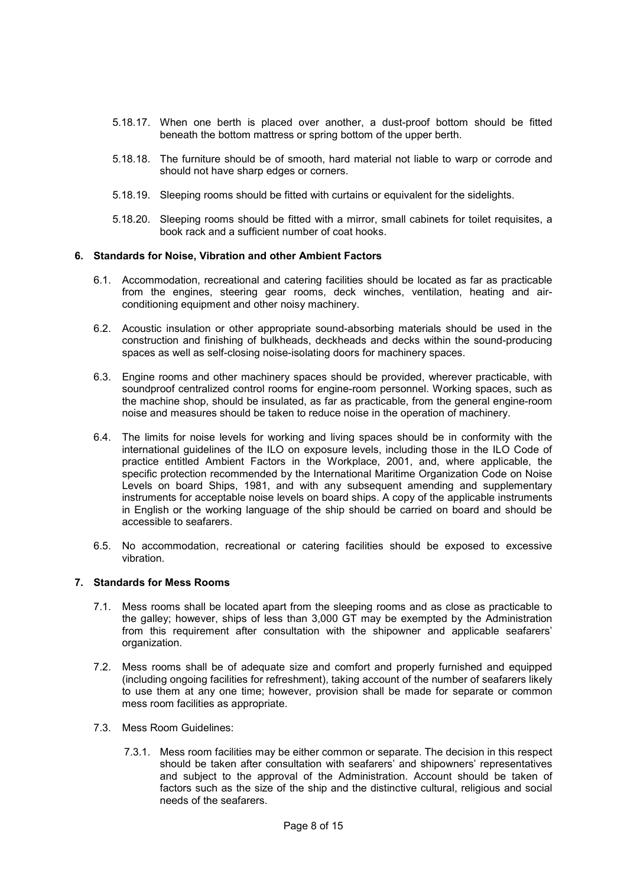5.18.17. When one berth is placed over another, a dust-proof bottom should be fitted beneath the bottom mattress or spring bottom of the upper berth.

5.18.18. The furniture should be of smooth, hard material not liable to warp or corrode and should not have sharp edges or corners.

5.18.19. Sleeping rooms should be fitted with curtains or equivalent for the sidelights.

5.18.20. Sleeping rooms should be fitted with a mirror, small cabinets for toilet requisites, a book rack and a sufficient number of coat hooks.

## 6. Standards for Noise, Vibration and other Ambient Factors

6.1. Accommodation, recreational and catering facilities should be located as far as practicable from the engines, steering gear rooms, deck winches, ventilation, heating and air-conditioning equipment and other noisy machinery.

6.2. Acoustic insulation or other appropriate sound-absorbing materials should be used in the construction and finishing of bulkheads, deckheads and decks within the sound-producing spaces as well as self-closing noise-isolating doors for machinery spaces.

6.3. Engine rooms and other machinery spaces should be provided, wherever practicable, with soundproof centralized control rooms for engine-room personnel. Working spaces, such as the machine shop, should be insulated, as far as practicable, from the general engine-room noise and measures should be taken to reduce noise in the operation of machinery.

6.4. The limits for noise levels for working and living spaces should be in conformity with the international guidelines of the ILO on exposure levels, including those in the ILO Code of practice entitled Ambient Factors in the Workplace, 2001, and, where applicable, the specific protection recommended by the International Maritime Organization Code on Noise Levels on board Ships, 1981, and with any subsequent amending and supplementary instruments for acceptable noise levels on board ships. A copy of the applicable instruments in English or the working language of the ship should be carried on board and should be accessible to seafarers.

6.5. No accommodation, recreational or catering facilities should be exposed to excessive vibration.

## 7. Standards for Mess Rooms

7.1. Mess rooms shall be located apart from the sleeping rooms and as close as practicable to the galley; however, ships of less than 3,000 GT may be exempted by the Administration from this requirement after consultation with the shipowner and applicable seafarers' organization.

7.2. Mess rooms shall be of adequate size and comfort and properly furnished and equipped (including ongoing facilities for refreshment), taking account of the number of seafarers likely to use them at any one time; however, provision shall be made for separate or common mess room facilities as appropriate.

7.3. Mess Room Guidelines:

7.3.1. Mess room facilities may be either common or separate. The decision in this respect should be taken after consultation with seafarers' and shipowners' representatives and subject to the approval of the Administration. Account should be taken of factors such as the size of the ship and the distinctive cultural, religious and social needs of the seafarers.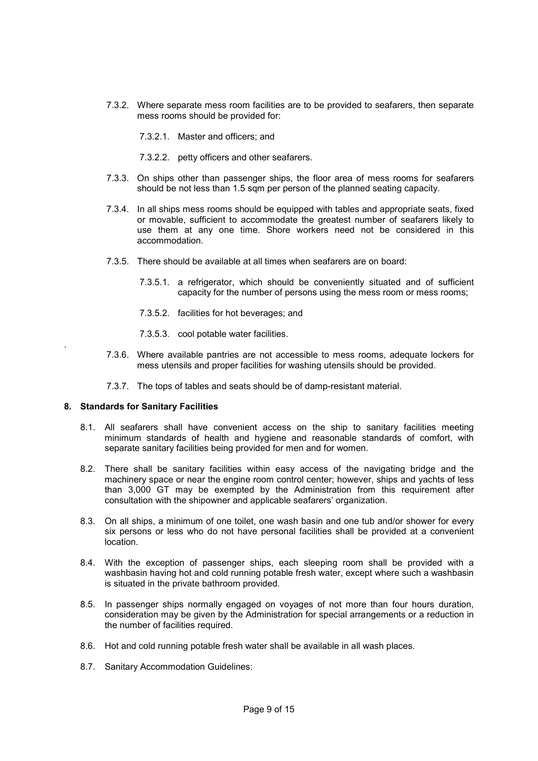7.3.2. Where separate mess room facilities are to be provided to seafarers, then separate mess rooms should be provided for:

7.3.2.1. Master and officers; and

7.3.2.2. petty officers and other seafarers.

7.3.3. On ships other than passenger ships, the floor area of mess rooms for seafarers should be not less than 1.5 sqm per person of the planned seating capacity.

7.3.4. In all ships mess rooms should be equipped with tables and appropriate seats, fixed or movable, sufficient to accommodate the greatest number of seafarers likely to use them at any one time. Shore workers need not be considered in this accommodation.

7.3.5. There should be available at all times when seafarers are on board:

7.3.5.1. a refrigerator, which should be conveniently situated and of sufficient capacity for the number of persons using the mess room or mess rooms;

7.3.5.2. facilities for hot beverages; and

7.3.5.3. cool potable water facilities.

7.3.6. Where available pantries are not accessible to mess rooms, adequate lockers for mess utensils and proper facilities for washing utensils should be provided.

7.3.7. The tops of tables and seats should be of damp-resistant material.

## 8. Standards for Sanitary Facilities

8.1. All seafarers shall have convenient access on the ship to sanitary facilities meeting minimum standards of health and hygiene and reasonable standards of comfort, with separate sanitary facilities being provided for men and for women.

8.2. There shall be sanitary facilities within easy access of the navigating bridge and the machinery space or near the engine room control center; however, ships and yachts of less than 3,000 GT may be exempted by the Administration from this requirement after consultation with the shipowner and applicable seafarers' organization.

8.3. On all ships, a minimum of one toilet, one wash basin and one tub and/or shower for every six persons or less who do not have personal facilities shall be provided at a convenient location.

8.4. With the exception of passenger ships, each sleeping room shall be provided with a washbasin having hot and cold running potable fresh water, except where such a washbasin is situated in the private bathroom provided.

8.5. In passenger ships normally engaged on voyages of not more than four hours duration, consideration may be given by the Administration for special arrangements or a reduction in the number of facilities required.

8.6. Hot and cold running potable fresh water shall be available in all wash places.

8.7. Sanitary Accommodation Guidelines: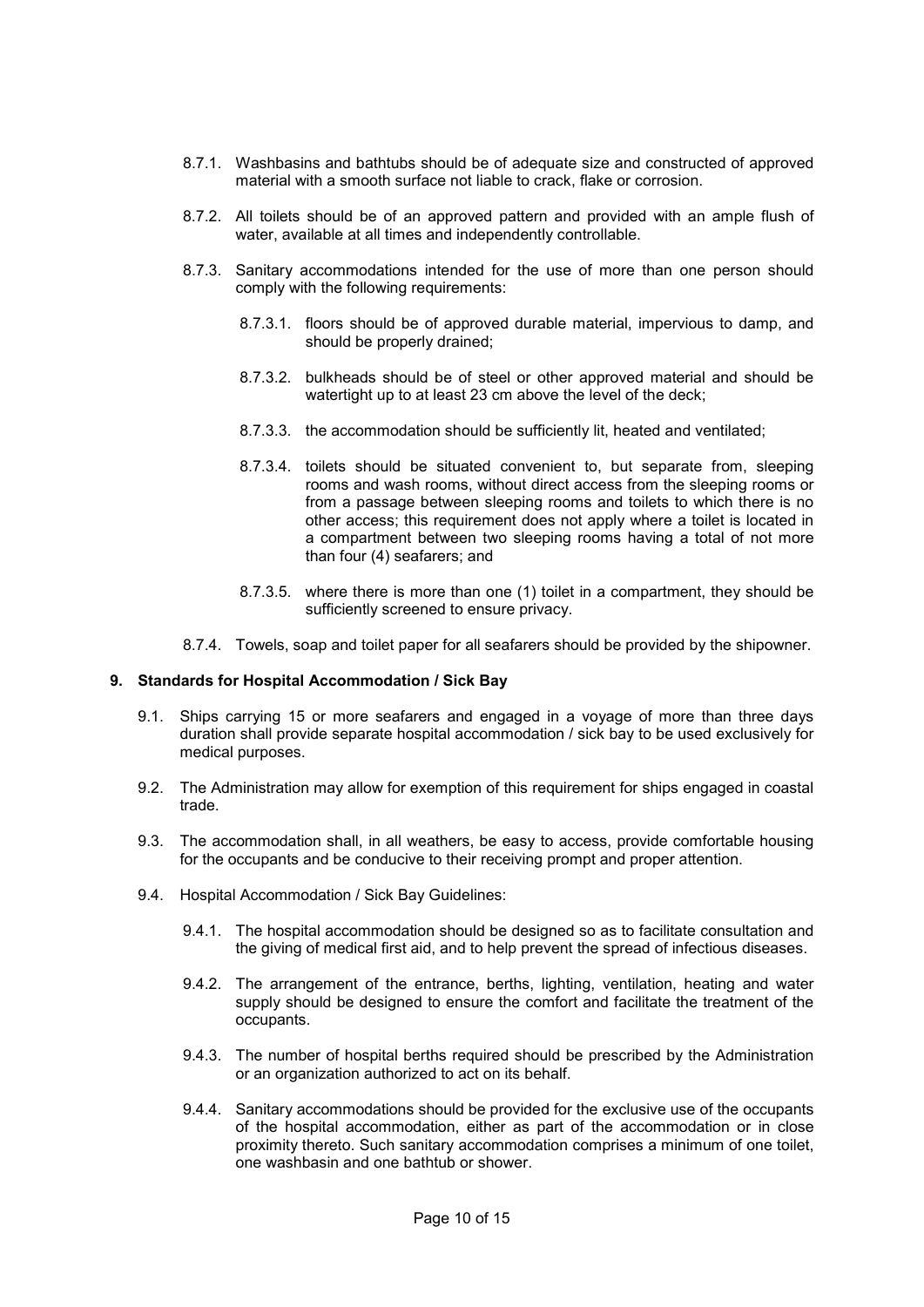8.7.1. Washbasins and bathtubs should be of adequate size and constructed of approved material with a smooth surface not liable to crack, flake or corrosion.

8.7.2. All toilets should be of an approved pattern and provided with an ample flush of water, available at all times and independently controllable.

8.7.3. Sanitary accommodations intended for the use of more than one person should comply with the following requirements:

8.7.3.1. floors should be of approved durable material, impervious to damp, and should be properly drained;

8.7.3.2. bulkheads should be of steel or other approved material and should be watertight up to at least 23 cm above the level of the deck;

8.7.3.3. the accommodation should be sufficiently lit, heated and ventilated;

8.7.3.4. toilets should be situated convenient to, but separate from, sleeping rooms and wash rooms, without direct access from the sleeping rooms or from a passage between sleeping rooms and toilets to which there is no other access; this requirement does not apply where a toilet is located in a compartment between two sleeping rooms having a total of not more than four (4) seafarers; and

8.7.3.5. where there is more than one (1) toilet in a compartment, they should be sufficiently screened to ensure privacy.

8.7.4. Towels, soap and toilet paper for all seafarers should be provided by the shipowner.

## 9. Standards for Hospital Accommodation / Sick Bay

9.1. Ships carrying 15 or more seafarers and engaged in a voyage of more than three days duration shall provide separate hospital accommodation / sick bay to be used exclusively for medical purposes.

9.2. The Administration may allow for exemption of this requirement for ships engaged in coastal trade.

9.3. The accommodation shall, in all weathers, be easy to access, provide comfortable housing for the occupants and be conducive to their receiving prompt and proper attention.

9.4. Hospital Accommodation / Sick Bay Guidelines:

9.4.1. The hospital accommodation should be designed so as to facilitate consultation and the giving of medical first aid, and to help prevent the spread of infectious diseases.

9.4.2. The arrangement of the entrance, berths, lighting, ventilation, heating and water supply should be designed to ensure the comfort and facilitate the treatment of the occupants.

9.4.3. The number of hospital berths required should be prescribed by the Administration or an organization authorized to act on its behalf.

9.4.4. Sanitary accommodations should be provided for the exclusive use of the occupants of the hospital accommodation, either as part of the accommodation or in close proximity thereto. Such sanitary accommodation comprises a minimum of one toilet, one washbasin and one bathtub or shower.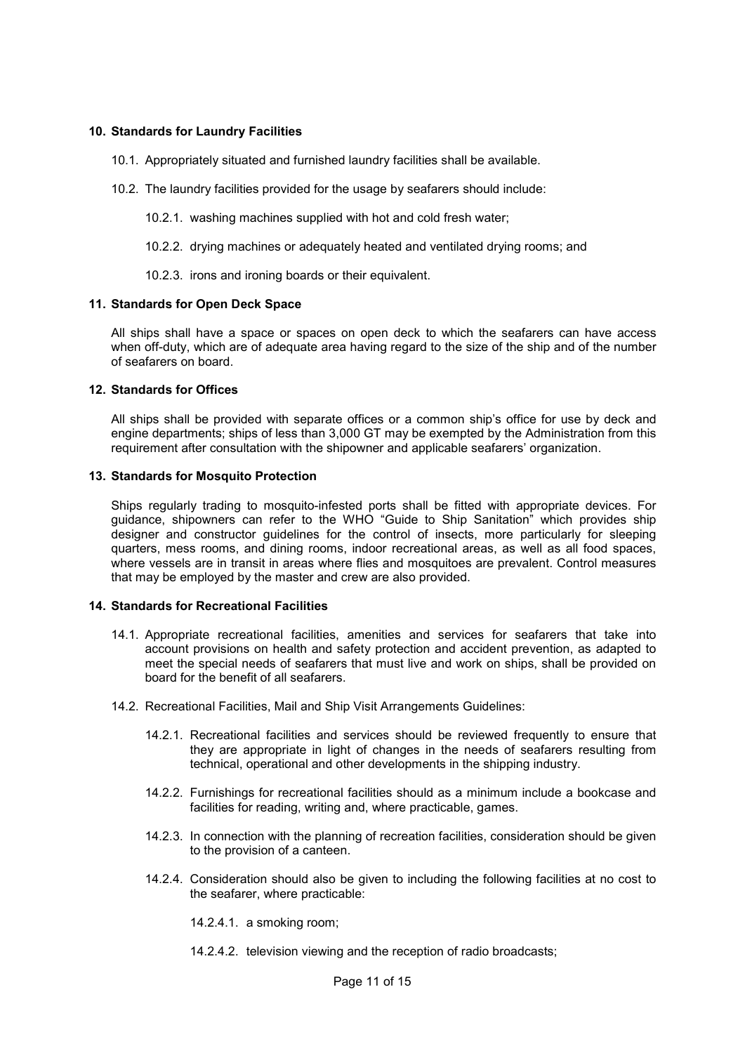## 10. Standards for Laundry Facilities

10.1. Appropriately situated and furnished laundry facilities shall be available.

10.2. The laundry facilities provided for the usage by seafarers should include:

10.2.1. washing machines supplied with hot and cold fresh water;

10.2.2. drying machines or adequately heated and ventilated drying rooms; and

10.2.3. irons and ironing boards or their equivalent.

## 11. Standards for Open Deck Space

All ships shall have a space or spaces on open deck to which the seafarers can have access when off-duty, which are of adequate area having regard to the size of the ship and of the number of seafarers on board.

## 12. Standards for Offices

All ships shall be provided with separate offices or a common ship's office for use by deck and engine departments; ships of less than 3,000 GT may be exempted by the Administration from this requirement after consultation with the shipowner and applicable seafarers' organization.

## 13. Standards for Mosquito Protection

Ships regularly trading to mosquito-infested ports shall be fitted with appropriate devices. For guidance, shipowners can refer to the WHO "Guide to Ship Sanitation" which provides ship designer and constructor guidelines for the control of insects, more particularly for sleeping quarters, mess rooms, and dining rooms, indoor recreational areas, as well as all food spaces, where vessels are in transit in areas where flies and mosquitoes are prevalent. Control measures that may be employed by the master and crew are also provided.

## 14. Standards for Recreational Facilities

14.1. Appropriate recreational facilities, amenities and services for seafarers that take into account provisions on health and safety protection and accident prevention, as adapted to meet the special needs of seafarers that must live and work on ships, shall be provided on board for the benefit of all seafarers.

14.2. Recreational Facilities, Mail and Ship Visit Arrangements Guidelines:

14.2.1. Recreational facilities and services should be reviewed frequently to ensure that they are appropriate in light of changes in the needs of seafarers resulting from technical, operational and other developments in the shipping industry.

14.2.2. Furnishings for recreational facilities should as a minimum include a bookcase and facilities for reading, writing and, where practicable, games.

14.2.3. In connection with the planning of recreation facilities, consideration should be given to the provision of a canteen.

14.2.4. Consideration should also be given to including the following facilities at no cost to the seafarer, where practicable:

14.2.4.1. a smoking room;

14.2.4.2. television viewing and the reception of radio broadcasts;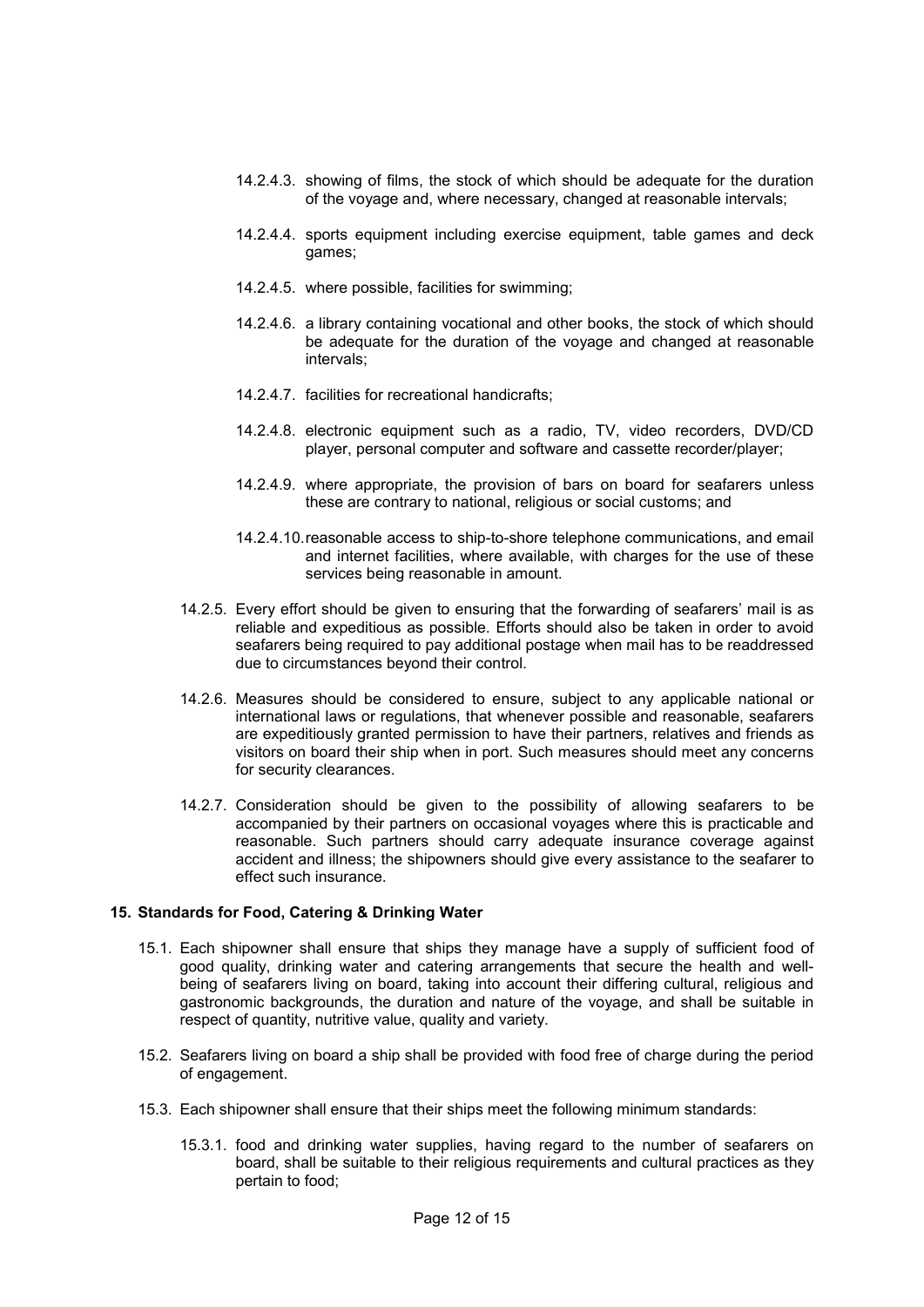14.2.4.3. showing of films, the stock of which should be adequate for the duration of the voyage and, where necessary, changed at reasonable intervals;

14.2.4.4. sports equipment including exercise equipment, table games and deck games;

14.2.4.5. where possible, facilities for swimming;

14.2.4.6. a library containing vocational and other books, the stock of which should be adequate for the duration of the voyage and changed at reasonable intervals;

14.2.4.7. facilities for recreational handicrafts;

14.2.4.8. electronic equipment such as a radio, TV, video recorders, DVD/CD player, personal computer and software and cassette recorder/player;

14.2.4.9. where appropriate, the provision of bars on board for seafarers unless these are contrary to national, religious or social customs; and

14.2.4.10. reasonable access to ship-to-shore telephone communications, and email and internet facilities, where available, with charges for the use of these services being reasonable in amount.

14.2.5. Every effort should be given to ensuring that the forwarding of seafarers' mail is as reliable and expeditious as possible. Efforts should also be taken in order to avoid seafarers being required to pay additional postage when mail has to be readdressed due to circumstances beyond their control.

14.2.6. Measures should be considered to ensure, subject to any applicable national or international laws or regulations, that whenever possible and reasonable, seafarers are expeditiously granted permission to have their partners, relatives and friends as visitors on board their ship when in port. Such measures should meet any concerns for security clearances.

14.2.7. Consideration should be given to the possibility of allowing seafarers to be accompanied by their partners on occasional voyages where this is practicable and reasonable. Such partners should carry adequate insurance coverage against accident and illness; the shipowners should give every assistance to the seafarer to effect such insurance.

**15. Standards for Food, Catering & Drinking Water**

15.1. Each shipowner shall ensure that ships they manage have a supply of sufficient food of good quality, drinking water and catering arrangements that secure the health and well-being of seafarers living on board, taking into account their differing cultural, religious and gastronomic backgrounds, the duration and nature of the voyage, and shall be suitable in respect of quantity, nutritive value, quality and variety.

15.2. Seafarers living on board a ship shall be provided with food free of charge during the period of engagement.

15.3. Each shipowner shall ensure that their ships meet the following minimum standards:

15.3.1. food and drinking water supplies, having regard to the number of seafarers on board, shall be suitable to their religious requirements and cultural practices as they pertain to food;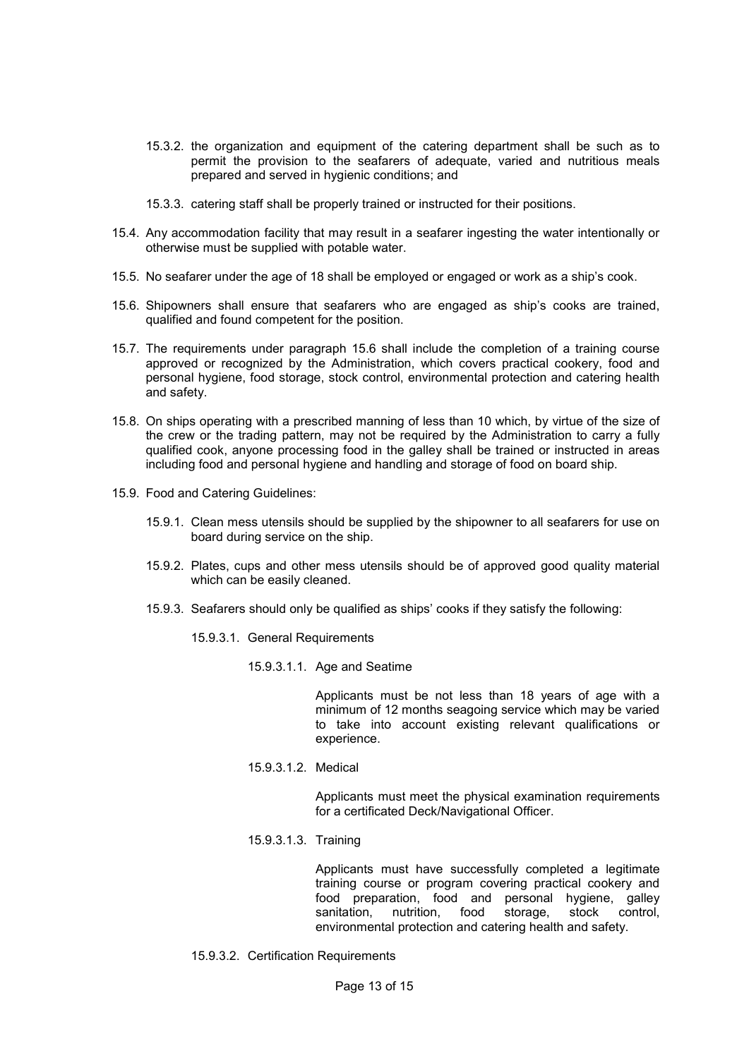15.3.2. the organization and equipment of the catering department shall be such as to permit the provision to the seafarers of adequate, varied and nutritious meals prepared and served in hygienic conditions; and

15.3.3. catering staff shall be properly trained or instructed for their positions.

15.4. Any accommodation facility that may result in a seafarer ingesting the water intentionally or otherwise must be supplied with potable water.

15.5. No seafarer under the age of 18 shall be employed or engaged or work as a ship's cook.

15.6. Shipowners shall ensure that seafarers who are engaged as ship's cooks are trained, qualified and found competent for the position.

15.7. The requirements under paragraph 15.6 shall include the completion of a training course approved or recognized by the Administration, which covers practical cookery, food and personal hygiene, food storage, stock control, environmental protection and catering health and safety.

15.8. On ships operating with a prescribed manning of less than 10 which, by virtue of the size of the crew or the trading pattern, may not be required by the Administration to carry a fully qualified cook, anyone processing food in the galley shall be trained or instructed in areas including food and personal hygiene and handling and storage of food on board ship.

15.9. Food and Catering Guidelines:

15.9.1. Clean mess utensils should be supplied by the shipowner to all seafarers for use on board during service on the ship.

15.9.2. Plates, cups and other mess utensils should be of approved good quality material which can be easily cleaned.

15.9.3. Seafarers should only be qualified as ships' cooks if they satisfy the following:

15.9.3.1. General Requirements

15.9.3.1.1. Age and Seatime

Applicants must be not less than 18 years of age with a minimum of 12 months seagoing service which may be varied to take into account existing relevant qualifications or experience.

15.9.3.1.2. Medical

Applicants must meet the physical examination requirements for a certificated Deck/Navigational Officer.

15.9.3.1.3. Training

Applicants must have successfully completed a legitimate training course or program covering practical cookery and food preparation, food and personal hygiene, galley sanitation, nutrition, food storage, stock control, environmental protection and catering health and safety.

15.9.3.2. Certification Requirements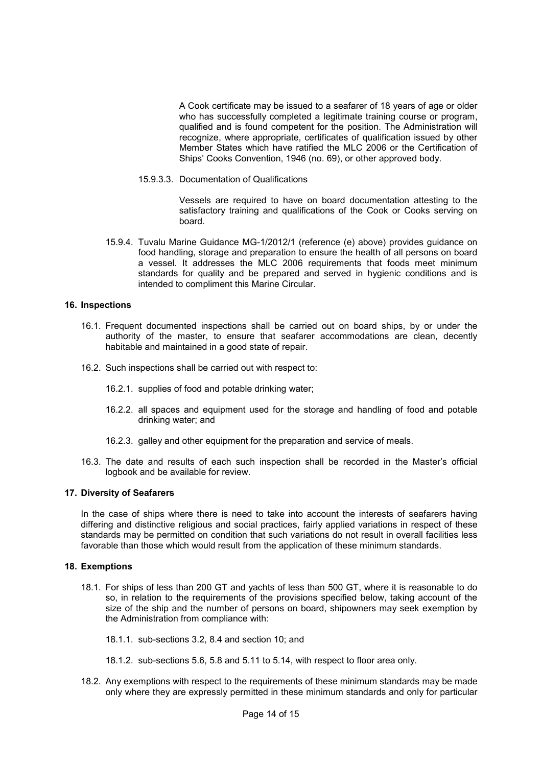A Cook certificate may be issued to a seafarer of 18 years of age or older who has successfully completed a legitimate training course or program, qualified and is found competent for the position. The Administration will recognize, where appropriate, certificates of qualification issued by other Member States which have ratified the MLC 2006 or the Certification of Ships' Cooks Convention, 1946 (no. 69), or other approved body.

15.9.3.3. Documentation of Qualifications

Vessels are required to have on board documentation attesting to the satisfactory training and qualifications of the Cook or Cooks serving on board.

15.9.4. Tuvalu Marine Guidance MG-1/2012/1 (reference (e) above) provides guidance on food handling, storage and preparation to ensure the health of all persons on board a vessel. It addresses the MLC 2006 requirements that foods meet minimum standards for quality and be prepared and served in hygienic conditions and is intended to compliment this Marine Circular.

## 16. Inspections

16.1. Frequent documented inspections shall be carried out on board ships, by or under the authority of the master, to ensure that seafarer accommodations are clean, decently habitable and maintained in a good state of repair.

16.2. Such inspections shall be carried out with respect to:

16.2.1. supplies of food and potable drinking water;

16.2.2. all spaces and equipment used for the storage and handling of food and potable drinking water; and

16.2.3. galley and other equipment for the preparation and service of meals.

16.3. The date and results of each such inspection shall be recorded in the Master's official logbook and be available for review.

## 17. Diversity of Seafarers

In the case of ships where there is need to take into account the interests of seafarers having differing and distinctive religious and social practices, fairly applied variations in respect of these standards may be permitted on condition that such variations do not result in overall facilities less favorable than those which would result from the application of these minimum standards.

## 18. Exemptions

18.1. For ships of less than 200 GT and yachts of less than 500 GT, where it is reasonable to do so, in relation to the requirements of the provisions specified below, taking account of the size of the ship and the number of persons on board, shipowners may seek exemption by the Administration from compliance with:

18.1.1. sub-sections 3.2, 8.4 and section 10; and

18.1.2. sub-sections 5.6, 5.8 and 5.11 to 5.14, with respect to floor area only.

18.2. Any exemptions with respect to the requirements of these minimum standards may be made only where they are expressly permitted in these minimum standards and only for particular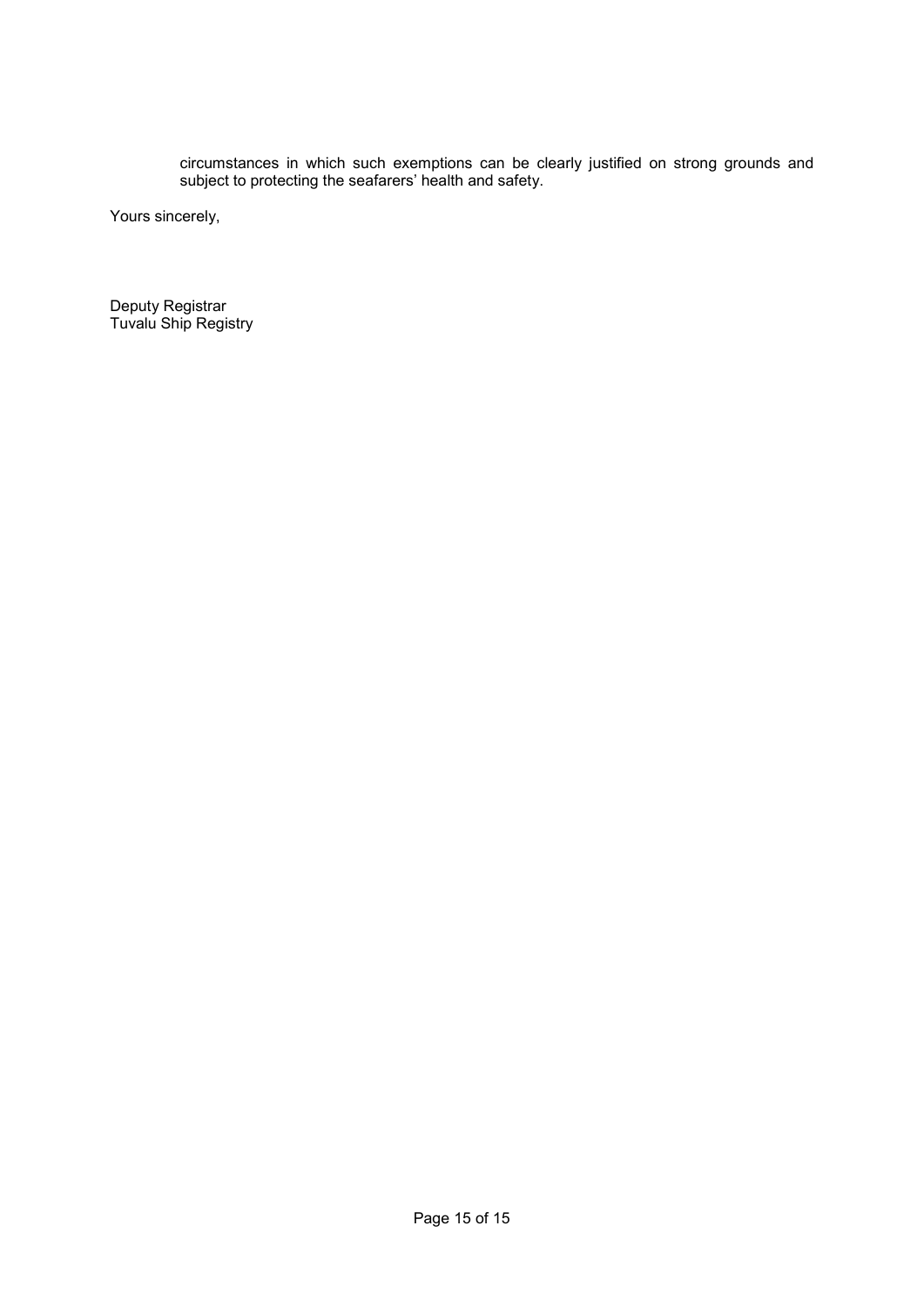circumstances in which such exemptions can be clearly justified on strong grounds and subject to protecting the seafarers' health and safety.

Yours sincerely,

Deputy Registrar
Tuvalu Ship Registry